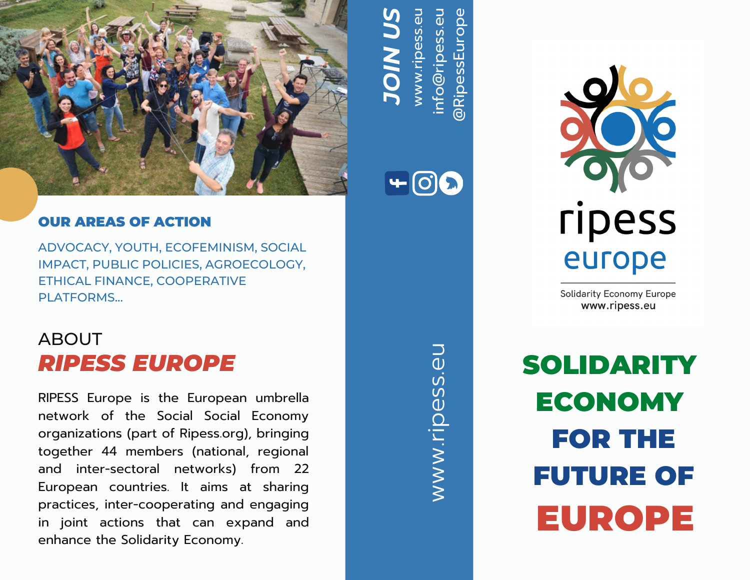## OUR AREAS OF ACTION

ADVOCACY, YOUTH, ECOFEMINISM, SOCIAL IMPACT, PUBLIC POLICIES, AGROECOLOGY, ETHICAL FINANCE, COOPERATIVE PLATFORMS...

## ABOUT *RIPESS EUROPE*

RIPESS Europe is the European umbrella network of the Social Social Economy organizations (part of Ripess.org), bringing together 44 members (national, regional and inter-sectoral networks) from 22 European countries. It aims at sharing practices, inter-cooperating and engaging in joint actions that can expand and enhance the Solidarity Economy.

## JOIN US

www.ripess.eu
info@ripess.eu
@RipessEurope

www.ripess.eu

ripess europe

Solidarity Economy Europe
www.ripess.eu

# SOLIDARITY ECONOMY FOR THE FUTURE OF EUROPE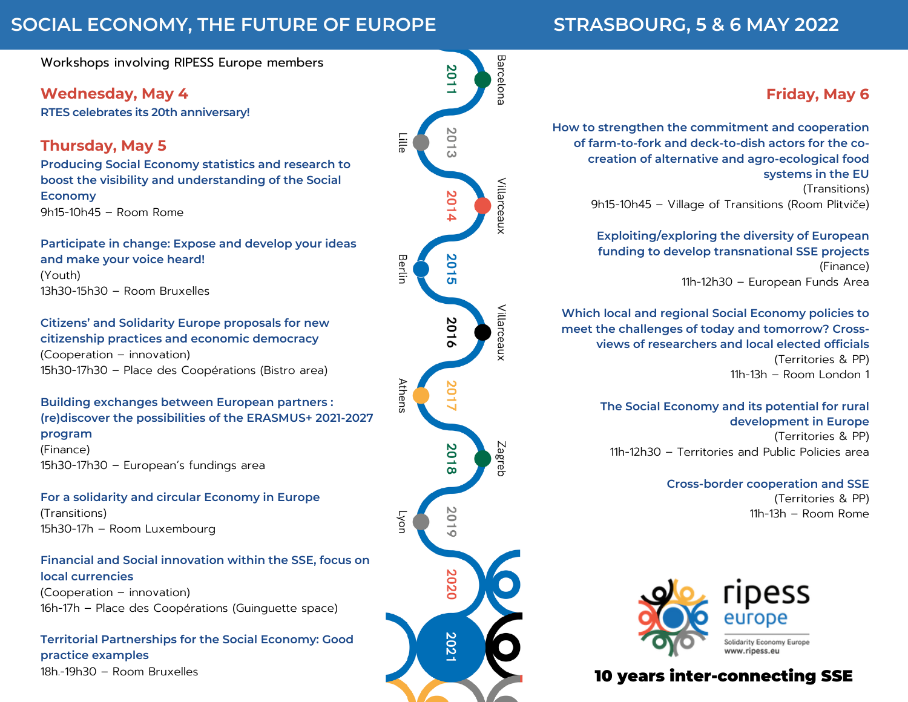# SOCIAL ECONOMY, THE FUTURE OF EUROPE

# STRASBOURG, 5 & 6 MAY 2022

Workshops involving RIPESS Europe members

## Wednesday, May 4

**RTES celebrates its 20th anniversary!**

## Thursday, May 5

**Producing Social Economy statistics and research to boost the visibility and understanding of the Social Economy**
9h15-10h45 – Room Rome

**Participate in change: Expose and develop your ideas and make your voice heard!**
(Youth)
13h30-15h30 – Room Bruxelles

**Citizens' and Solidarity Europe proposals for new citizenship practices and economic democracy**
(Cooperation – innovation)
15h30-17h30 – Place des Coopérations (Bistro area)

**Building exchanges between European partners : (re)discover the possibilities of the ERASMUS+ 2021-2027 program**
(Finance)
15h30-17h30 – European's fundings area

**For a solidarity and circular Economy in Europe**
(Transitions)
15h30-17h – Room Luxembourg

**Financial and Social innovation within the SSE, focus on local currencies**
(Cooperation – innovation)
16h-17h – Place des Coopérations (Guinguette space)

**Territorial Partnerships for the Social Economy: Good practice examples**
18h.-19h30 – Room Bruxelles

2011 Barcelona
2013 Lille
2014 Villarceaux
2015 Berlin
2016 Villarceaux
2017 Athens
2018 Zagreb
2019 Lyon
2020
2021

## Friday, May 6

**How to strengthen the commitment and cooperation of farm-to-fork and deck-to-dish actors for the co-creation of alternative and agro-ecological food systems in the EU**
(Transitions)
9h15-10h45 – Village of Transitions (Room Plitviče)

**Exploiting/exploring the diversity of European funding to develop transnational SSE projects**
(Finance)
11h-12h30 – European Funds Area

**Which local and regional Social Economy policies to meet the challenges of today and tomorrow? Cross-views of researchers and local elected officials**
(Territories & PP)
11h-13h – Room London 1

**The Social Economy and its potential for rural development in Europe**
(Territories & PP)
11h-12h30 – Territories and Public Policies area

**Cross-border cooperation and SSE**
(Territories & PP)
11h-13h – Room Rome

ripess europe
Solidarity Economy Europe
www.ripess.eu

**10 years inter-connecting SSE**